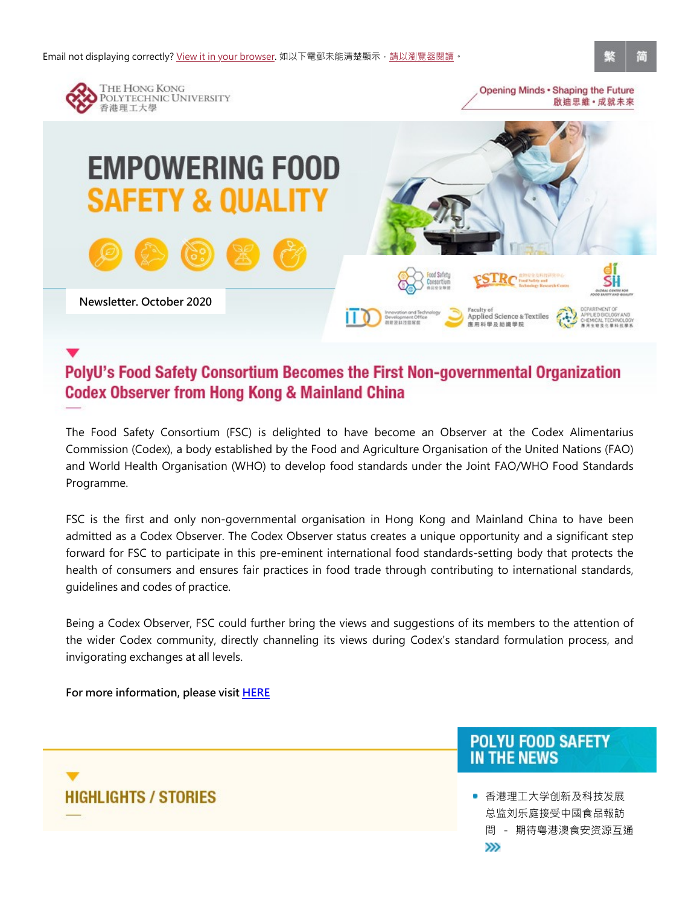Email not displaying correctly? View it in your browser. 如以下電郵未能清楚顯示，請以瀏覽器閱讀。

繁 簡

THE HONG KONG POLYTECHNIC UNIVERSITY
香港理工大學

Opening Minds • Shaping the Future
啟迪思維 • 成就未來

# EMPOWERING FOOD SAFETY & QUALITY

Newsletter. October 2020

## PolyU's Food Safety Consortium Becomes the First Non-governmental Organization Codex Observer from Hong Kong & Mainland China

The Food Safety Consortium (FSC) is delighted to have become an Observer at the Codex Alimentarius Commission (Codex), a body established by the Food and Agriculture Organisation of the United Nations (FAO) and World Health Organisation (WHO) to develop food standards under the Joint FAO/WHO Food Standards Programme.

FSC is the first and only non-governmental organisation in Hong Kong and Mainland China to have been admitted as a Codex Observer. The Codex Observer status creates a unique opportunity and a significant step forward for FSC to participate in this pre-eminent international food standards-setting body that protects the health of consumers and ensures fair practices in food trade through contributing to international standards, guidelines and codes of practice.

Being a Codex Observer, FSC could further bring the views and suggestions of its members to the attention of the wider Codex community, directly channeling its views during Codex's standard formulation process, and invigorating exchanges at all levels.

**For more information, please visit HERE**

## HIGHLIGHTS / STORIES

## POLYU FOOD SAFETY IN THE NEWS

- 香港理工大学创新及科技发展总监刘乐庭接受中國食品報訪問 - 期待粵港澳食安资源互通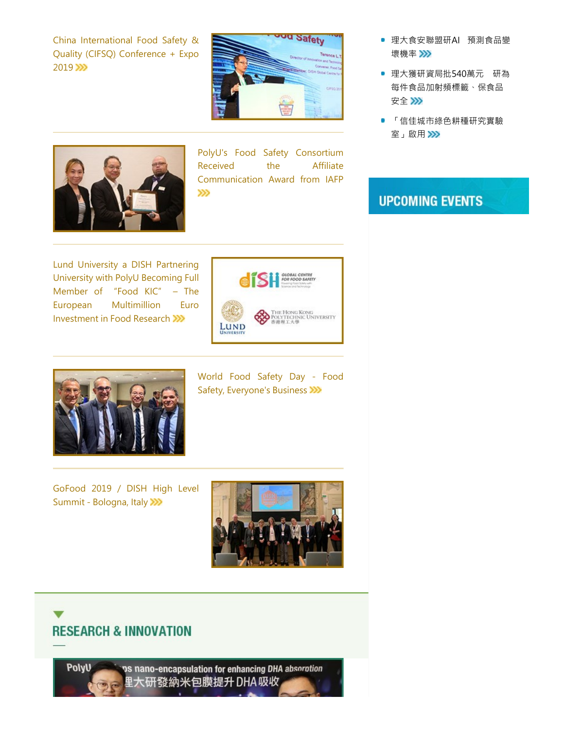China International Food Safety & Quality (CIFSQ) Conference + Expo 2019 »»

PolyU's Food Safety Consortium Received the Affiliate Communication Award from IAFP »»

Lund University a DISH Partnering University with PolyU Becoming Full Member of "Food KIC" – The European Multimillion Euro Investment in Food Research »»

World Food Safety Day - Food Safety, Everyone's Business »»

GoFood 2019 / DISH High Level Summit - Bologna, Italy »»

- 理大食安聯盟研AI　預測食品變壞機率 »»
- 理大獲研資局批540萬元　研為每件食品加射頻標籤、保食品安全 »»
- 「信佳城市綠色耕種研究實驗室」啟用 »»

## UPCOMING EVENTS

## RESEARCH & INNOVATION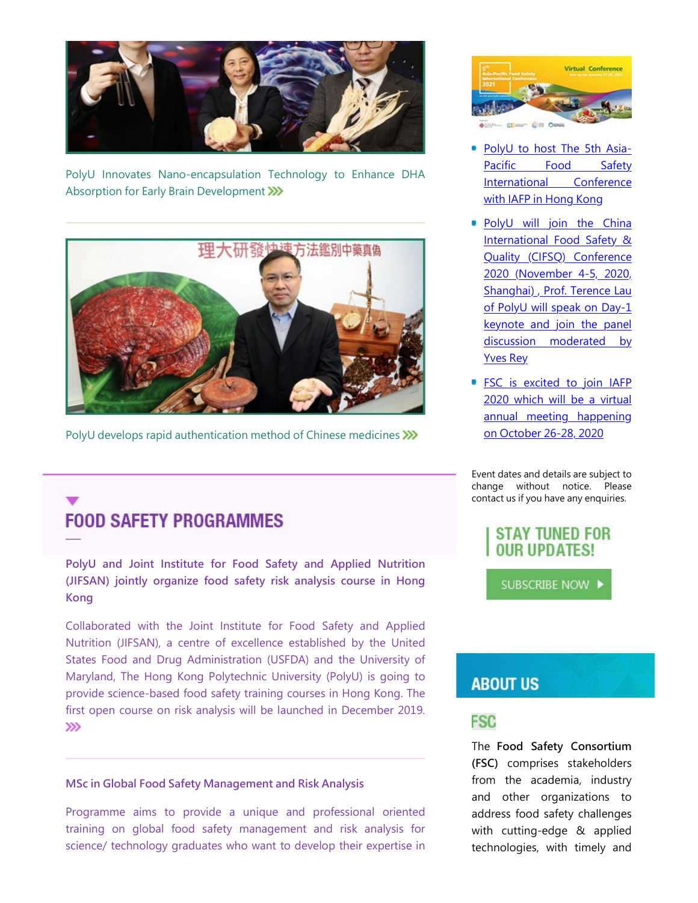PolyU Innovates Nano-encapsulation Technology to Enhance DHA Absorption for Early Brain Development

PolyU develops rapid authentication method of Chinese medicines

## FOOD SAFETY PROGRAMMES

### PolyU and Joint Institute for Food Safety and Applied Nutrition (JIFSAN) jointly organize food safety risk analysis course in Hong Kong

Collaborated with the Joint Institute for Food Safety and Applied Nutrition (JIFSAN), a centre of excellence established by the United States Food and Drug Administration (USFDA) and the University of Maryland, The Hong Kong Polytechnic University (PolyU) is going to provide science-based food safety training courses in Hong Kong. The first open course on risk analysis will be launched in December 2019.

### MSc in Global Food Safety Management and Risk Analysis

Programme aims to provide a unique and professional oriented training on global food safety management and risk analysis for science/ technology graduates who want to develop their expertise in

- PolyU to host The 5th Asia-Pacific Food Safety International Conference with IAFP in Hong Kong
- PolyU will join the China International Food Safety & Quality (CIFSQ) Conference 2020 (November 4-5, 2020, Shanghai) , Prof. Terence Lau of PolyU will speak on Day-1 keynote and join the panel discussion moderated by Yves Rey
- FSC is excited to join IAFP 2020 which will be a virtual annual meeting happening on October 26-28, 2020

Event dates and details are subject to change without notice. Please contact us if you have any enquiries.

**STAY TUNED FOR OUR UPDATES!**

SUBSCRIBE NOW

## ABOUT US

### FSC

The **Food Safety Consortium (FSC)** comprises stakeholders from the academia, industry and other organizations to address food safety challenges with cutting-edge & applied technologies, with timely and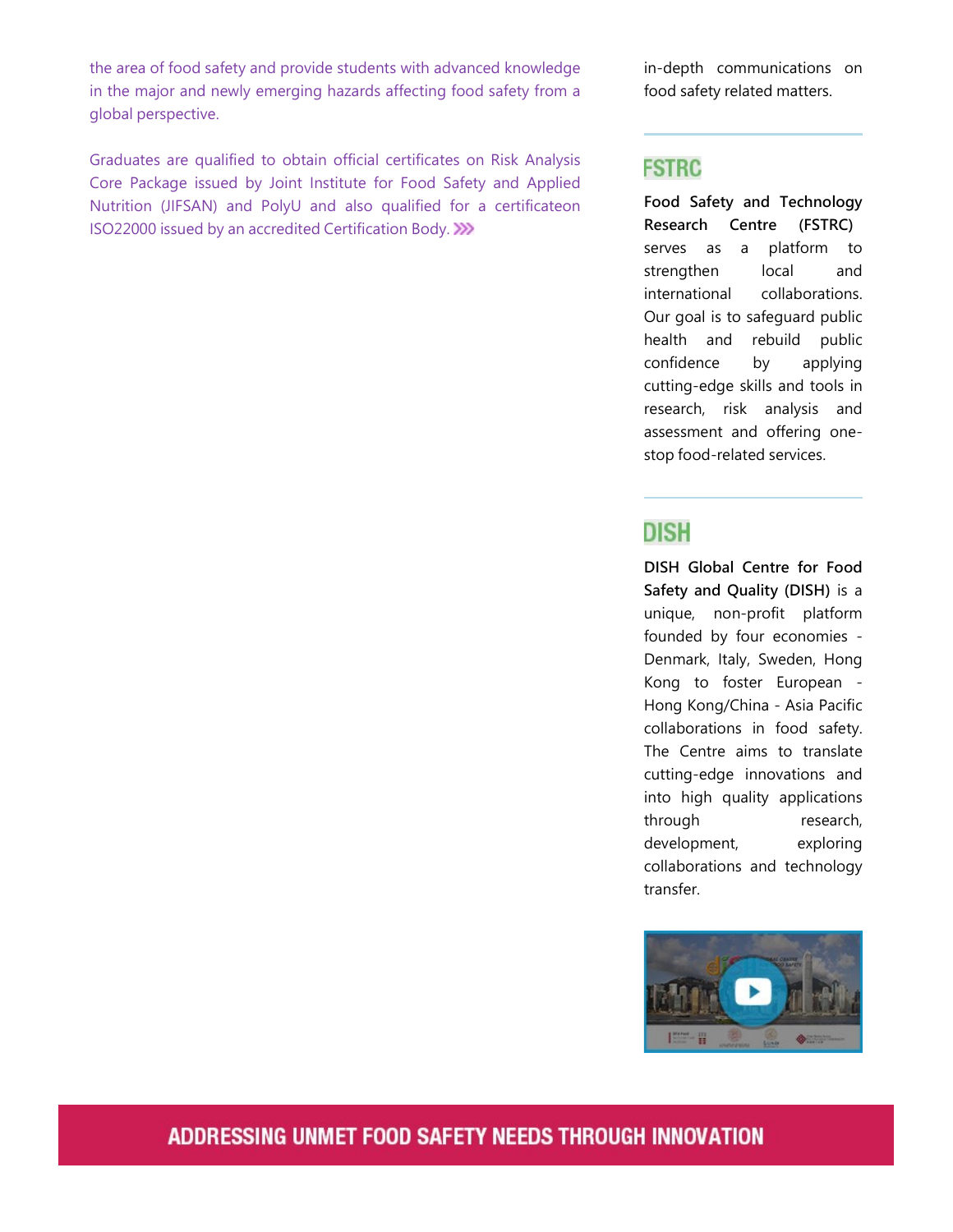the area of food safety and provide students with advanced knowledge in the major and newly emerging hazards affecting food safety from a global perspective.

Graduates are qualified to obtain official certificates on Risk Analysis Core Package issued by Joint Institute for Food Safety and Applied Nutrition (JIFSAN) and PolyU and also qualified for a certificateon ISO22000 issued by an accredited Certification Body.

in-depth communications on food safety related matters.

## FSTRC

**Food Safety and Technology Research Centre (FSTRC)** serves as a platform to strengthen local and international collaborations. Our goal is to safeguard public health and rebuild public confidence by applying cutting-edge skills and tools in research, risk analysis and assessment and offering one-stop food-related services.

## DISH

**DISH Global Centre for Food Safety and Quality (DISH)** is a unique, non-profit platform founded by four economies - Denmark, Italy, Sweden, Hong Kong to foster European - Hong Kong/China - Asia Pacific collaborations in food safety. The Centre aims to translate cutting-edge innovations and into high quality applications through research, development, exploring collaborations and technology transfer.

## ADDRESSING UNMET FOOD SAFETY NEEDS THROUGH INNOVATION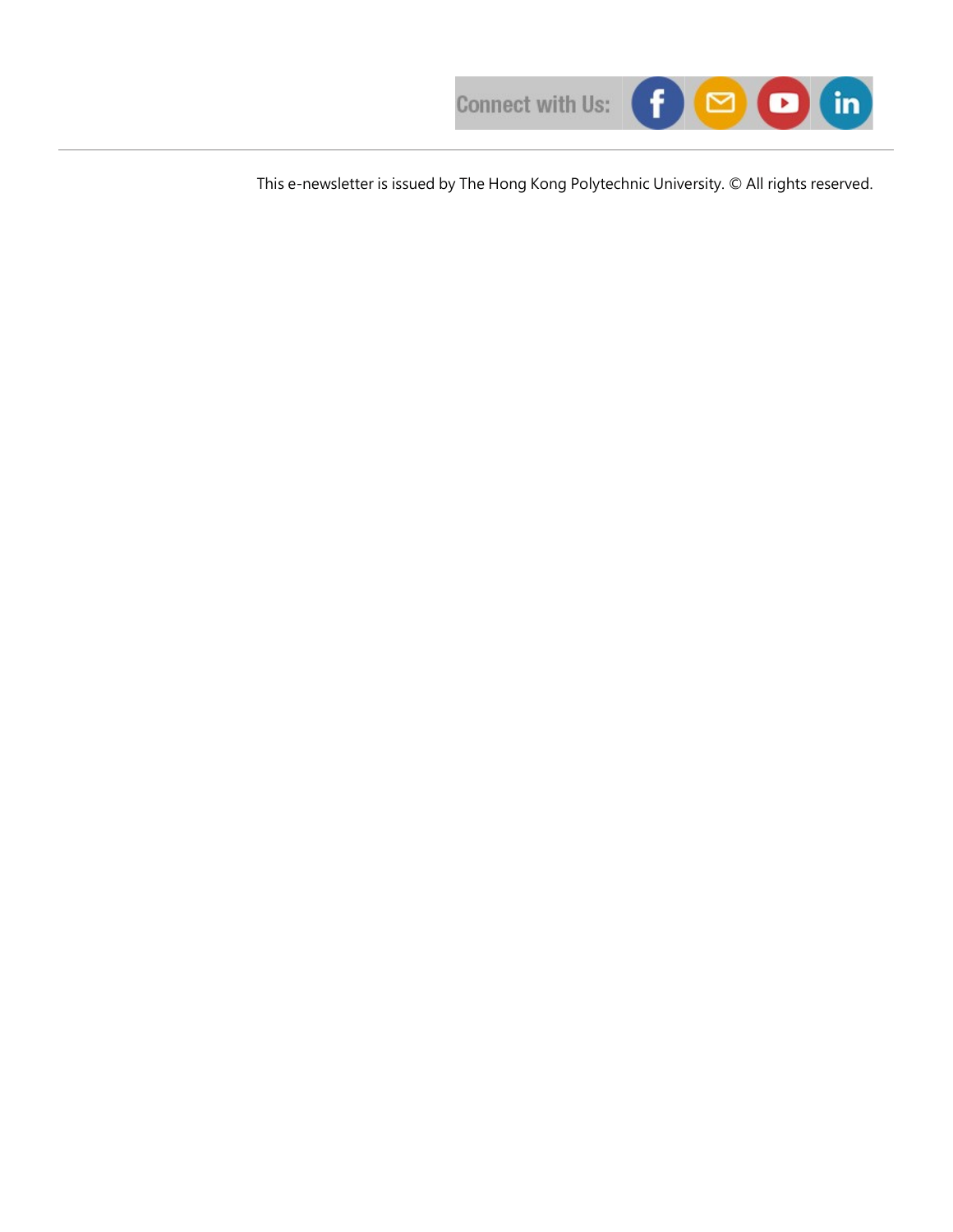Connect with Us:

---

This e-newsletter is issued by The Hong Kong Polytechnic University. © All rights reserved.